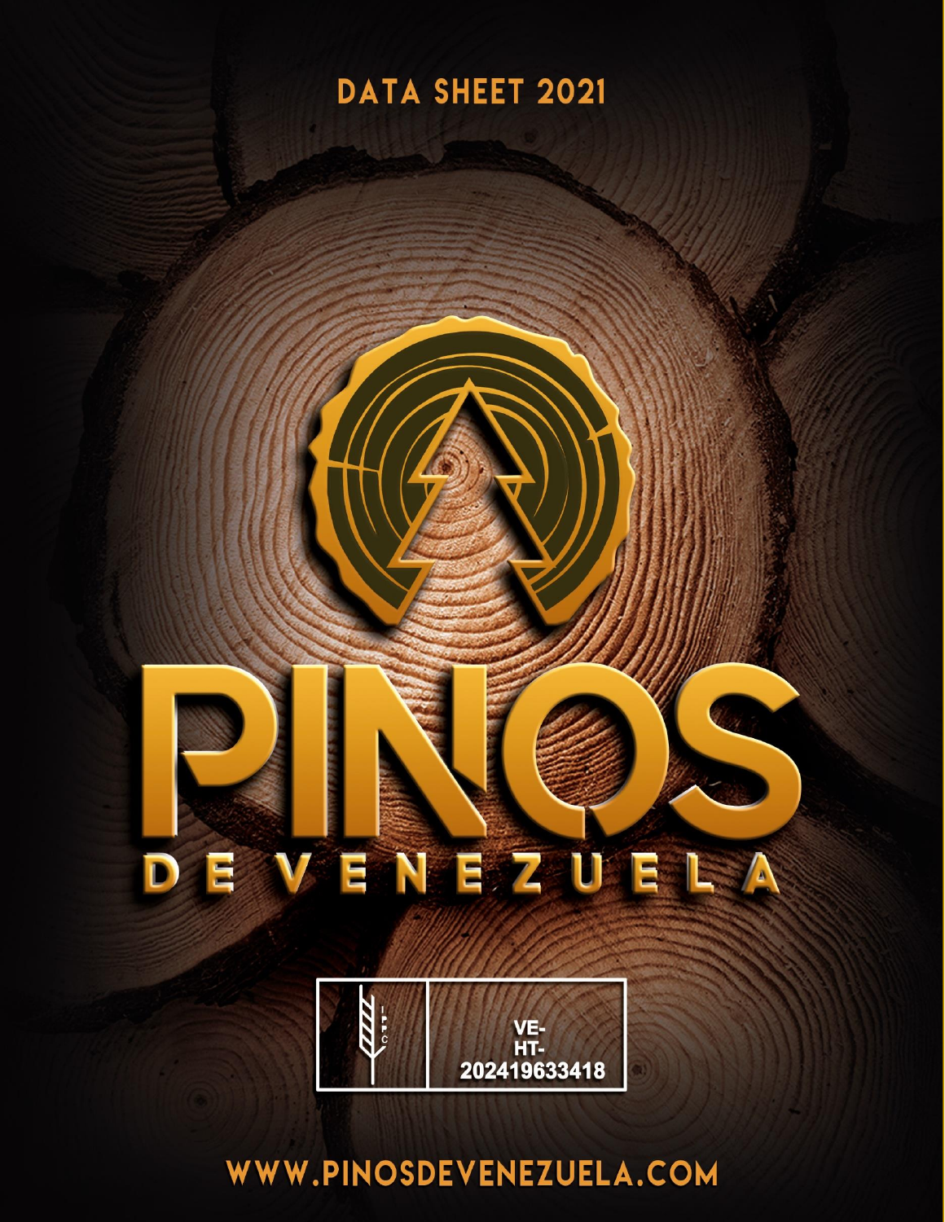# DATA SHEET 2021

# PINOS

## DE VENEZUELA

IPPC

VE-
HT-
202419633418

WWW.PINOSDEVENEZUELA.COM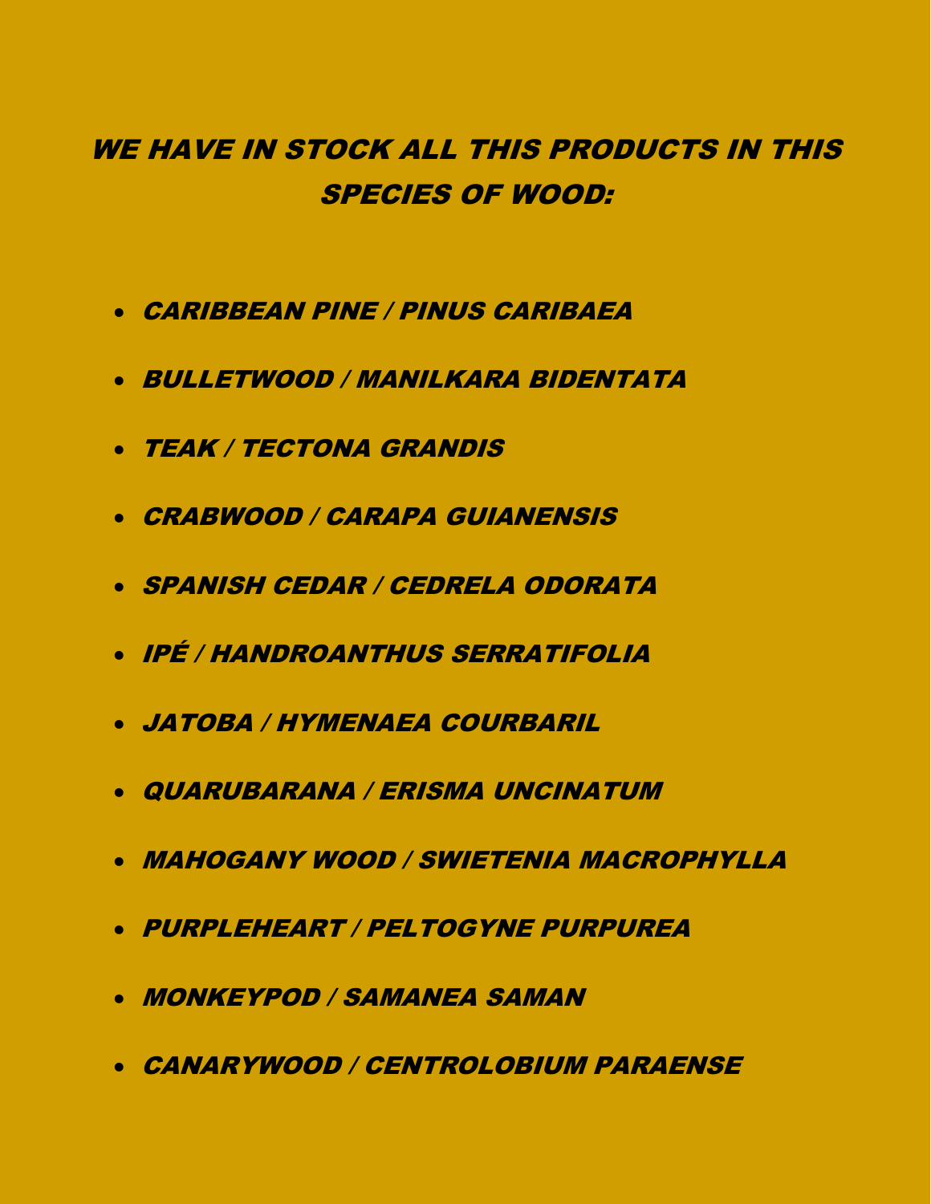## *WE HAVE IN STOCK ALL THIS PRODUCTS IN THIS SPECIES OF WOOD:*

- *CARIBBEAN PINE / PINUS CARIBAEA*
- *BULLETWOOD / MANILKARA BIDENTATA*
- *TEAK / TECTONA GRANDIS*
- *CRABWOOD / CARAPA GUIANENSIS*
- *SPANISH CEDAR / CEDRELA ODORATA*
- *IPÉ / HANDROANTHUS SERRATIFOLIA*
- *JATOBA / HYMENAEA COURBARIL*
- *QUARUBARANA / ERISMA UNCINATUM*
- *MAHOGANY WOOD / SWIETENIA MACROPHYLLA*
- *PURPLEHEART / PELTOGYNE PURPUREA*
- *MONKEYPOD / SAMANEA SAMAN*
- *CANARYWOOD / CENTROLOBIUM PARAENSE*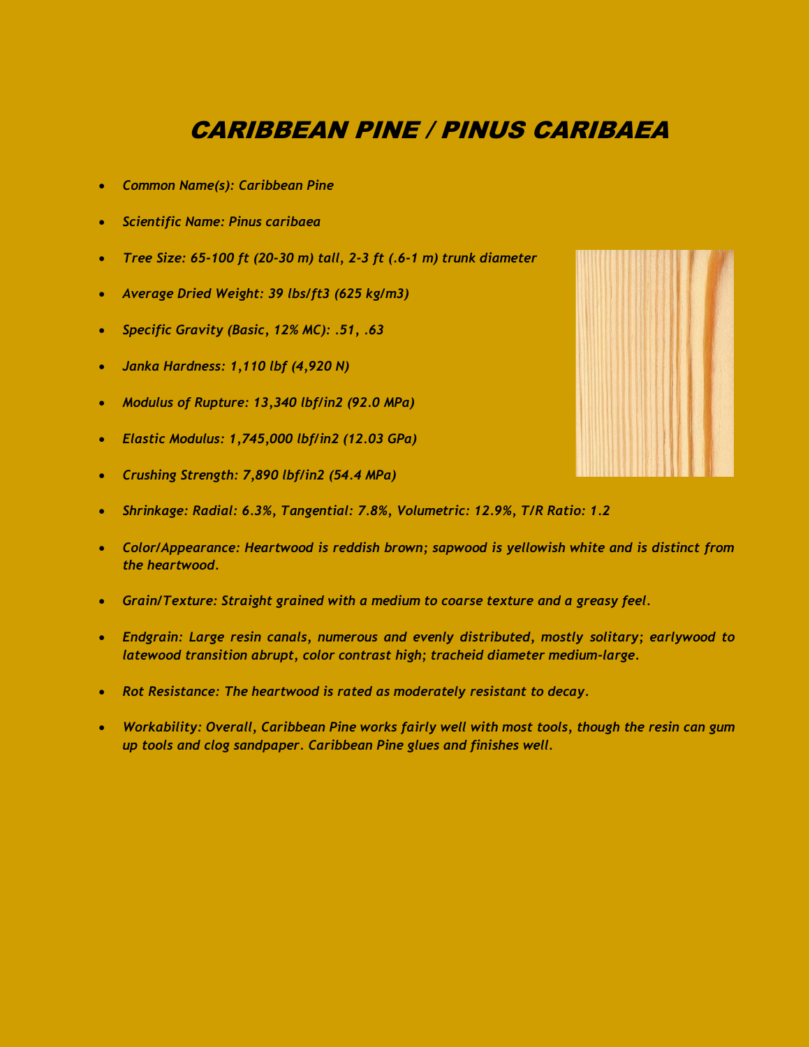# *CARIBBEAN PINE / PINUS CARIBAEA*

- *Common Name(s): Caribbean Pine*
- *Scientific Name: Pinus caribaea*
- *Tree Size: 65-100 ft (20-30 m) tall, 2-3 ft (.6-1 m) trunk diameter*
- *Average Dried Weight: 39 lbs/ft3 (625 kg/m3)*
- *Specific Gravity (Basic, 12% MC): .51, .63*
- *Janka Hardness: 1,110 lbf (4,920 N)*
- *Modulus of Rupture: 13,340 lbf/in2 (92.0 MPa)*
- *Elastic Modulus: 1,745,000 lbf/in2 (12.03 GPa)*
- *Crushing Strength: 7,890 lbf/in2 (54.4 MPa)*
- *Shrinkage: Radial: 6.3%, Tangential: 7.8%, Volumetric: 12.9%, T/R Ratio: 1.2*
- *Color/Appearance: Heartwood is reddish brown; sapwood is yellowish white and is distinct from the heartwood.*
- *Grain/Texture: Straight grained with a medium to coarse texture and a greasy feel.*
- *Endgrain: Large resin canals, numerous and evenly distributed, mostly solitary; earlywood to latewood transition abrupt, color contrast high; tracheid diameter medium-large.*
- *Rot Resistance: The heartwood is rated as moderately resistant to decay.*
- *Workability: Overall, Caribbean Pine works fairly well with most tools, though the resin can gum up tools and clog sandpaper. Caribbean Pine glues and finishes well.*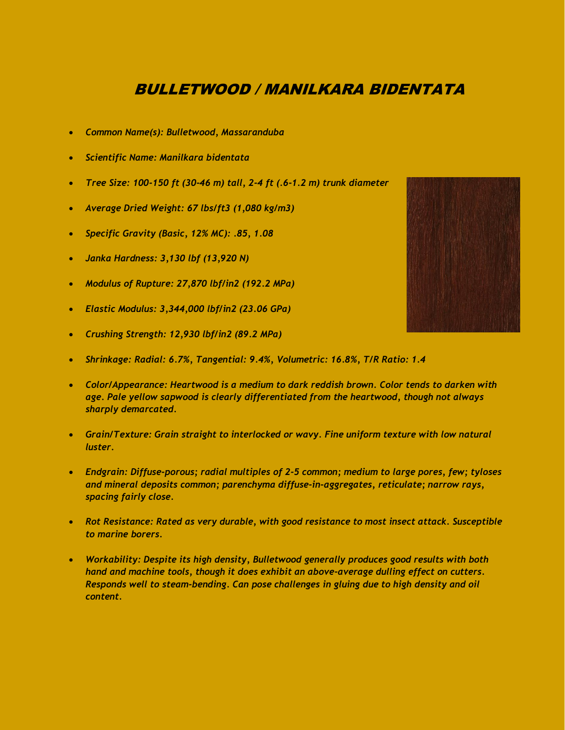# *BULLETWOOD / MANILKARA BIDENTATA*

- *Common Name(s): Bulletwood, Massaranduba*
- *Scientific Name: Manilkara bidentata*
- *Tree Size: 100-150 ft (30-46 m) tall, 2-4 ft (.6-1.2 m) trunk diameter*
- *Average Dried Weight: 67 lbs/ft3 (1,080 kg/m3)*
- *Specific Gravity (Basic, 12% MC): .85, 1.08*
- *Janka Hardness: 3,130 lbf (13,920 N)*
- *Modulus of Rupture: 27,870 lbf/in2 (192.2 MPa)*
- *Elastic Modulus: 3,344,000 lbf/in2 (23.06 GPa)*
- *Crushing Strength: 12,930 lbf/in2 (89.2 MPa)*
- *Shrinkage: Radial: 6.7%, Tangential: 9.4%, Volumetric: 16.8%, T/R Ratio: 1.4*
- *Color/Appearance: Heartwood is a medium to dark reddish brown. Color tends to darken with age. Pale yellow sapwood is clearly differentiated from the heartwood, though not always sharply demarcated.*
- *Grain/Texture: Grain straight to interlocked or wavy. Fine uniform texture with low natural luster.*
- *Endgrain: Diffuse-porous; radial multiples of 2-5 common; medium to large pores, few; tyloses and mineral deposits common; parenchyma diffuse-in-aggregates, reticulate; narrow rays, spacing fairly close.*
- *Rot Resistance: Rated as very durable, with good resistance to most insect attack. Susceptible to marine borers.*
- *Workability: Despite its high density, Bulletwood generally produces good results with both hand and machine tools, though it does exhibit an above-average dulling effect on cutters. Responds well to steam-bending. Can pose challenges in gluing due to high density and oil content.*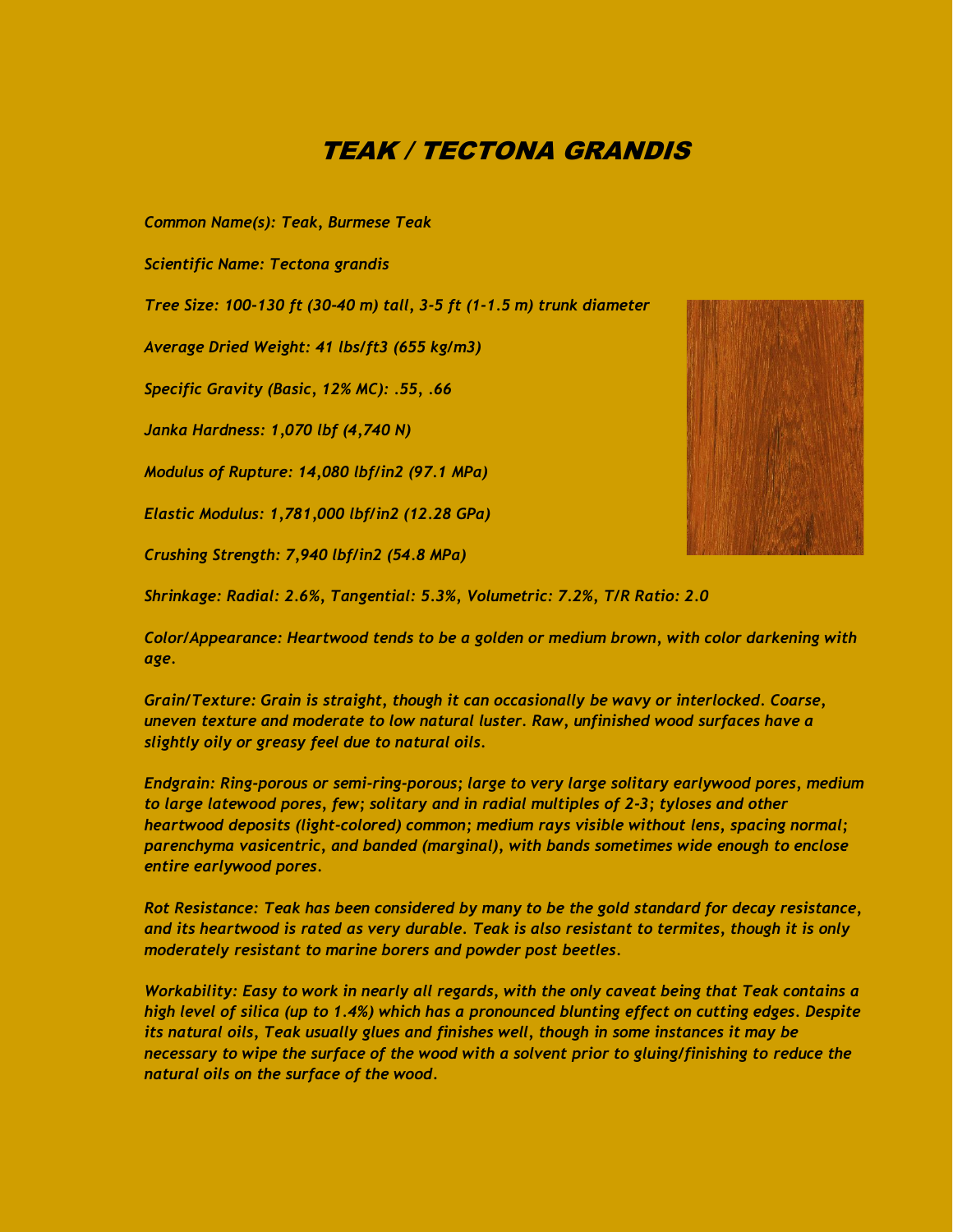# *TEAK / TECTONA GRANDIS*

*Common Name(s): Teak, Burmese Teak*

*Scientific Name: Tectona grandis*

*Tree Size: 100-130 ft (30-40 m) tall, 3-5 ft (1-1.5 m) trunk diameter*

*Average Dried Weight: 41 lbs/ft3 (655 kg/m3)*

*Specific Gravity (Basic, 12% MC): .55, .66*

*Janka Hardness: 1,070 lbf (4,740 N)*

*Modulus of Rupture: 14,080 lbf/in2 (97.1 MPa)*

*Elastic Modulus: 1,781,000 lbf/in2 (12.28 GPa)*

*Crushing Strength: 7,940 lbf/in2 (54.8 MPa)*

*Shrinkage: Radial: 2.6%, Tangential: 5.3%, Volumetric: 7.2%, T/R Ratio: 2.0*

*Color/Appearance: Heartwood tends to be a golden or medium brown, with color darkening with age.*

*Grain/Texture: Grain is straight, though it can occasionally be wavy or interlocked. Coarse, uneven texture and moderate to low natural luster. Raw, unfinished wood surfaces have a slightly oily or greasy feel due to natural oils.*

*Endgrain: Ring-porous or semi-ring-porous; large to very large solitary earlywood pores, medium to large latewood pores, few; solitary and in radial multiples of 2-3; tyloses and other heartwood deposits (light-colored) common; medium rays visible without lens, spacing normal; parenchyma vasicentric, and banded (marginal), with bands sometimes wide enough to enclose entire earlywood pores.*

*Rot Resistance: Teak has been considered by many to be the gold standard for decay resistance, and its heartwood is rated as very durable. Teak is also resistant to termites, though it is only moderately resistant to marine borers and powder post beetles.*

*Workability: Easy to work in nearly all regards, with the only caveat being that Teak contains a high level of silica (up to 1.4%) which has a pronounced blunting effect on cutting edges. Despite its natural oils, Teak usually glues and finishes well, though in some instances it may be necessary to wipe the surface of the wood with a solvent prior to gluing/finishing to reduce the natural oils on the surface of the wood.*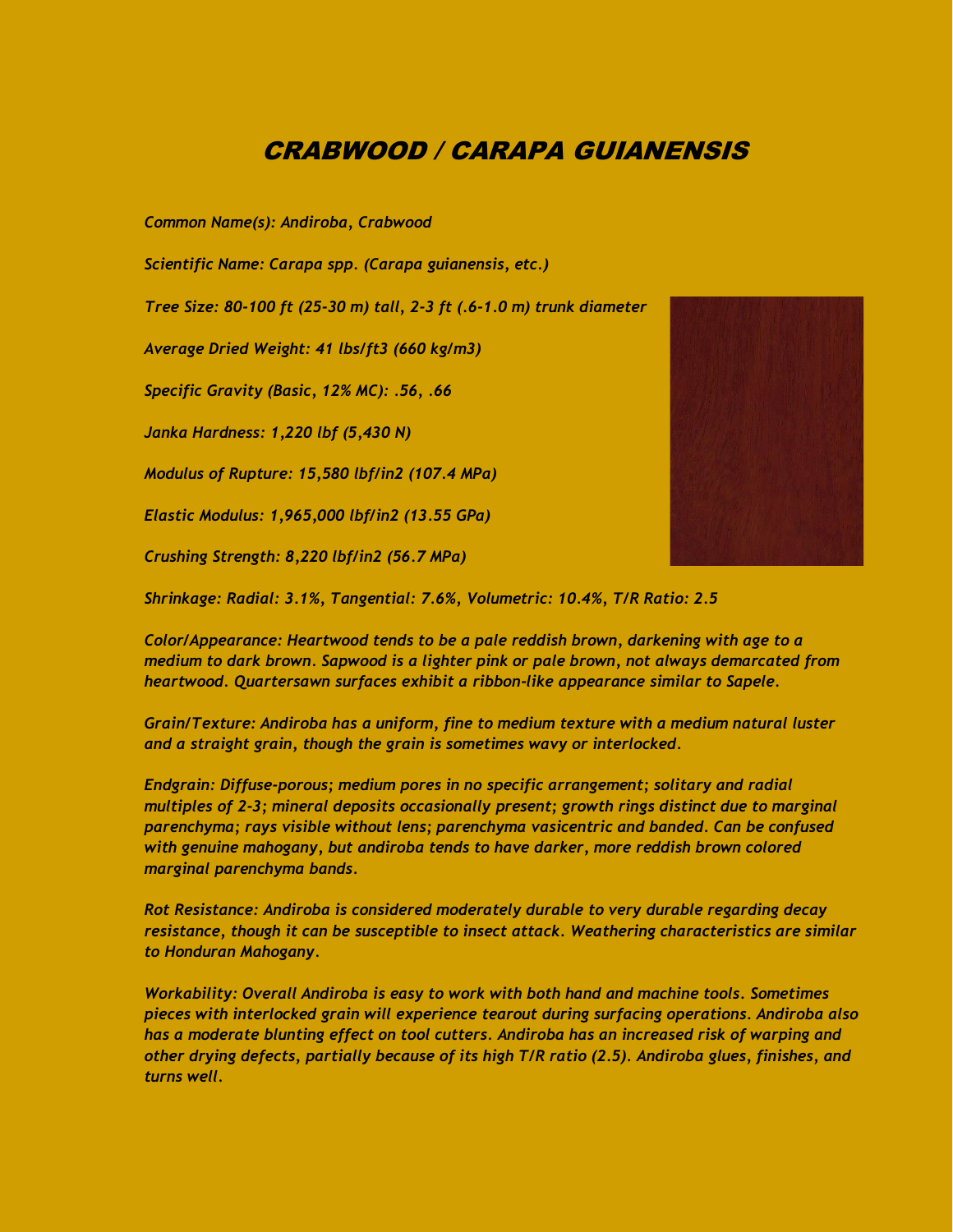# *CRABWOOD / CARAPA GUIANENSIS*

*Common Name(s): Andiroba, Crabwood*

*Scientific Name: Carapa spp. (Carapa guianensis, etc.)*

*Tree Size: 80-100 ft (25-30 m) tall, 2-3 ft (.6-1.0 m) trunk diameter*

*Average Dried Weight: 41 lbs/ft3 (660 kg/m3)*

*Specific Gravity (Basic, 12% MC): .56, .66*

*Janka Hardness: 1,220 lbf (5,430 N)*

*Modulus of Rupture: 15,580 lbf/in2 (107.4 MPa)*

*Elastic Modulus: 1,965,000 lbf/in2 (13.55 GPa)*

*Crushing Strength: 8,220 lbf/in2 (56.7 MPa)*

*Shrinkage: Radial: 3.1%, Tangential: 7.6%, Volumetric: 10.4%, T/R Ratio: 2.5*

*Color/Appearance: Heartwood tends to be a pale reddish brown, darkening with age to a medium to dark brown. Sapwood is a lighter pink or pale brown, not always demarcated from heartwood. Quartersawn surfaces exhibit a ribbon-like appearance similar to Sapele.*

*Grain/Texture: Andiroba has a uniform, fine to medium texture with a medium natural luster and a straight grain, though the grain is sometimes wavy or interlocked.*

*Endgrain: Diffuse-porous; medium pores in no specific arrangement; solitary and radial multiples of 2-3; mineral deposits occasionally present; growth rings distinct due to marginal parenchyma; rays visible without lens; parenchyma vasicentric and banded. Can be confused with genuine mahogany, but andiroba tends to have darker, more reddish brown colored marginal parenchyma bands.*

*Rot Resistance: Andiroba is considered moderately durable to very durable regarding decay resistance, though it can be susceptible to insect attack. Weathering characteristics are similar to Honduran Mahogany.*

*Workability: Overall Andiroba is easy to work with both hand and machine tools. Sometimes pieces with interlocked grain will experience tearout during surfacing operations. Andiroba also has a moderate blunting effect on tool cutters. Andiroba has an increased risk of warping and other drying defects, partially because of its high T/R ratio (2.5). Andiroba glues, finishes, and turns well.*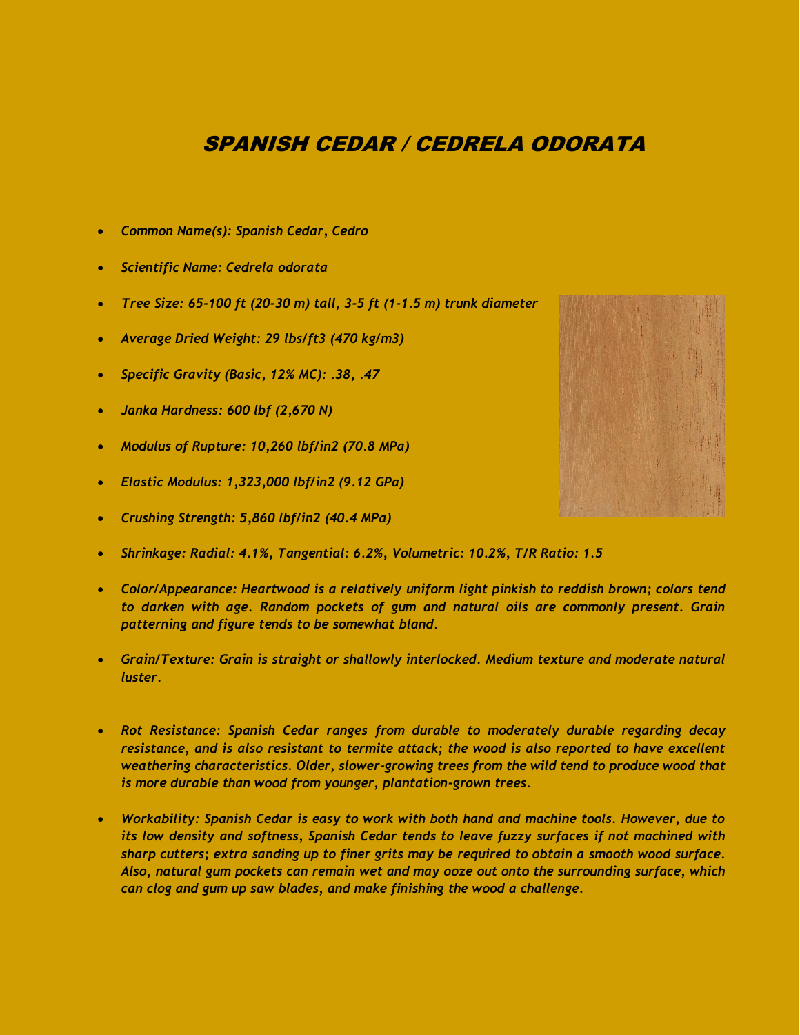# *SPANISH CEDAR / CEDRELA ODORATA*

- *Common Name(s): Spanish Cedar, Cedro*
- *Scientific Name: Cedrela odorata*
- *Tree Size: 65-100 ft (20-30 m) tall, 3-5 ft (1-1.5 m) trunk diameter*
- *Average Dried Weight: 29 lbs/ft3 (470 kg/m3)*
- *Specific Gravity (Basic, 12% MC): .38, .47*
- *Janka Hardness: 600 lbf (2,670 N)*
- *Modulus of Rupture: 10,260 lbf/in2 (70.8 MPa)*
- *Elastic Modulus: 1,323,000 lbf/in2 (9.12 GPa)*
- *Crushing Strength: 5,860 lbf/in2 (40.4 MPa)*
- *Shrinkage: Radial: 4.1%, Tangential: 6.2%, Volumetric: 10.2%, T/R Ratio: 1.5*
- *Color/Appearance: Heartwood is a relatively uniform light pinkish to reddish brown; colors tend to darken with age. Random pockets of gum and natural oils are commonly present. Grain patterning and figure tends to be somewhat bland.*
- *Grain/Texture: Grain is straight or shallowly interlocked. Medium texture and moderate natural luster.*
- *Rot Resistance: Spanish Cedar ranges from durable to moderately durable regarding decay resistance, and is also resistant to termite attack; the wood is also reported to have excellent weathering characteristics. Older, slower-growing trees from the wild tend to produce wood that is more durable than wood from younger, plantation-grown trees.*
- *Workability: Spanish Cedar is easy to work with both hand and machine tools. However, due to its low density and softness, Spanish Cedar tends to leave fuzzy surfaces if not machined with sharp cutters; extra sanding up to finer grits may be required to obtain a smooth wood surface. Also, natural gum pockets can remain wet and may ooze out onto the surrounding surface, which can clog and gum up saw blades, and make finishing the wood a challenge.*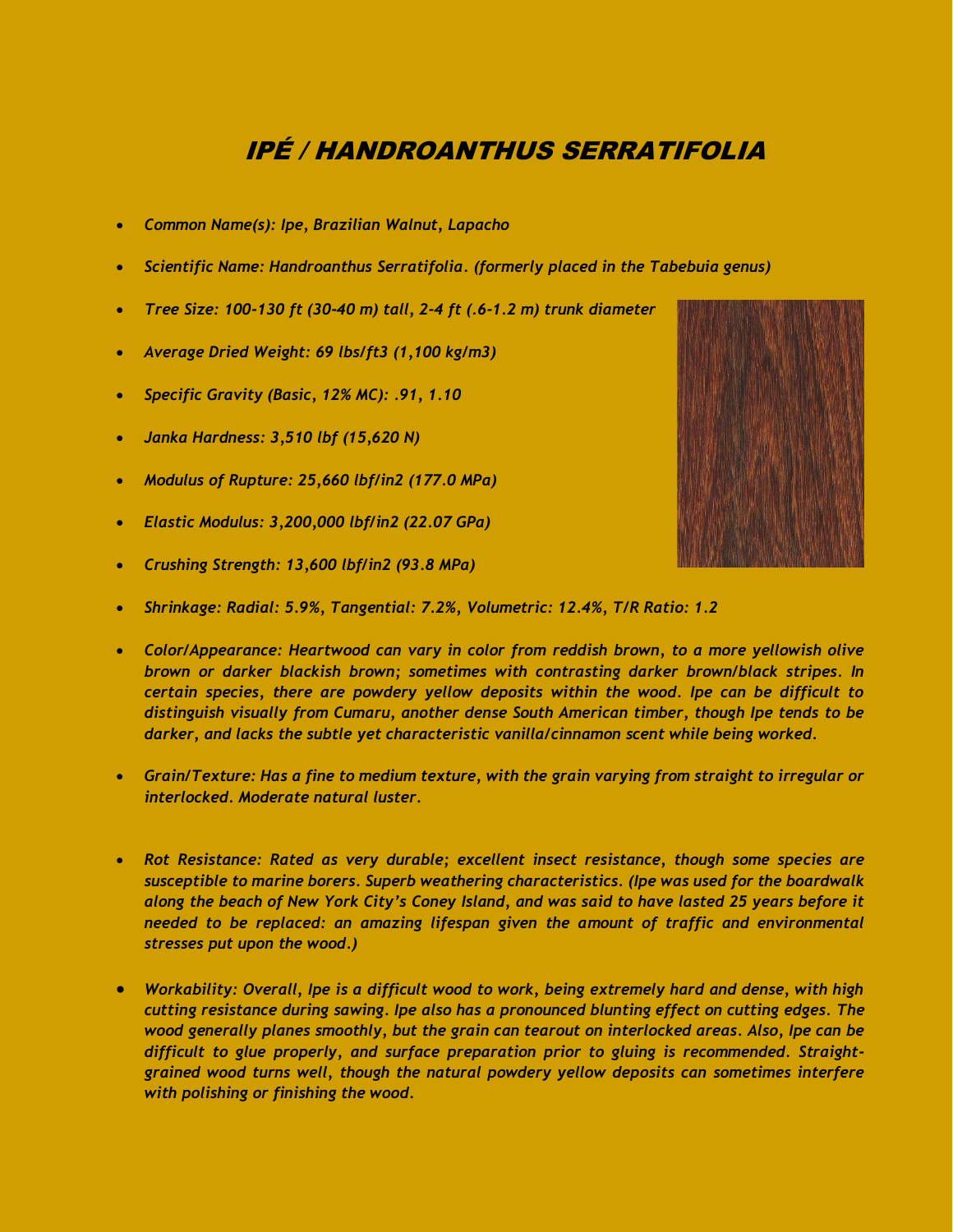# *IPÉ / HANDROANTHUS SERRATIFOLIA*

- *Common Name(s): Ipe, Brazilian Walnut, Lapacho*
- *Scientific Name: Handroanthus Serratifolia. (formerly placed in the Tabebuia genus)*
- *Tree Size: 100-130 ft (30-40 m) tall, 2-4 ft (.6-1.2 m) trunk diameter*
- *Average Dried Weight: 69 lbs/ft3 (1,100 kg/m3)*
- *Specific Gravity (Basic, 12% MC): .91, 1.10*
- *Janka Hardness: 3,510 lbf (15,620 N)*
- *Modulus of Rupture: 25,660 lbf/in2 (177.0 MPa)*
- *Elastic Modulus: 3,200,000 lbf/in2 (22.07 GPa)*
- *Crushing Strength: 13,600 lbf/in2 (93.8 MPa)*
- *Shrinkage: Radial: 5.9%, Tangential: 7.2%, Volumetric: 12.4%, T/R Ratio: 1.2*
- *Color/Appearance: Heartwood can vary in color from reddish brown, to a more yellowish olive brown or darker blackish brown; sometimes with contrasting darker brown/black stripes. In certain species, there are powdery yellow deposits within the wood. Ipe can be difficult to distinguish visually from Cumaru, another dense South American timber, though Ipe tends to be darker, and lacks the subtle yet characteristic vanilla/cinnamon scent while being worked.*
- *Grain/Texture: Has a fine to medium texture, with the grain varying from straight to irregular or interlocked. Moderate natural luster.*
- *Rot Resistance: Rated as very durable; excellent insect resistance, though some species are susceptible to marine borers. Superb weathering characteristics. (Ipe was used for the boardwalk along the beach of New York City's Coney Island, and was said to have lasted 25 years before it needed to be replaced: an amazing lifespan given the amount of traffic and environmental stresses put upon the wood.)*
- *Workability: Overall, Ipe is a difficult wood to work, being extremely hard and dense, with high cutting resistance during sawing. Ipe also has a pronounced blunting effect on cutting edges. The wood generally planes smoothly, but the grain can tearout on interlocked areas. Also, Ipe can be difficult to glue properly, and surface preparation prior to gluing is recommended. Straight-grained wood turns well, though the natural powdery yellow deposits can sometimes interfere with polishing or finishing the wood.*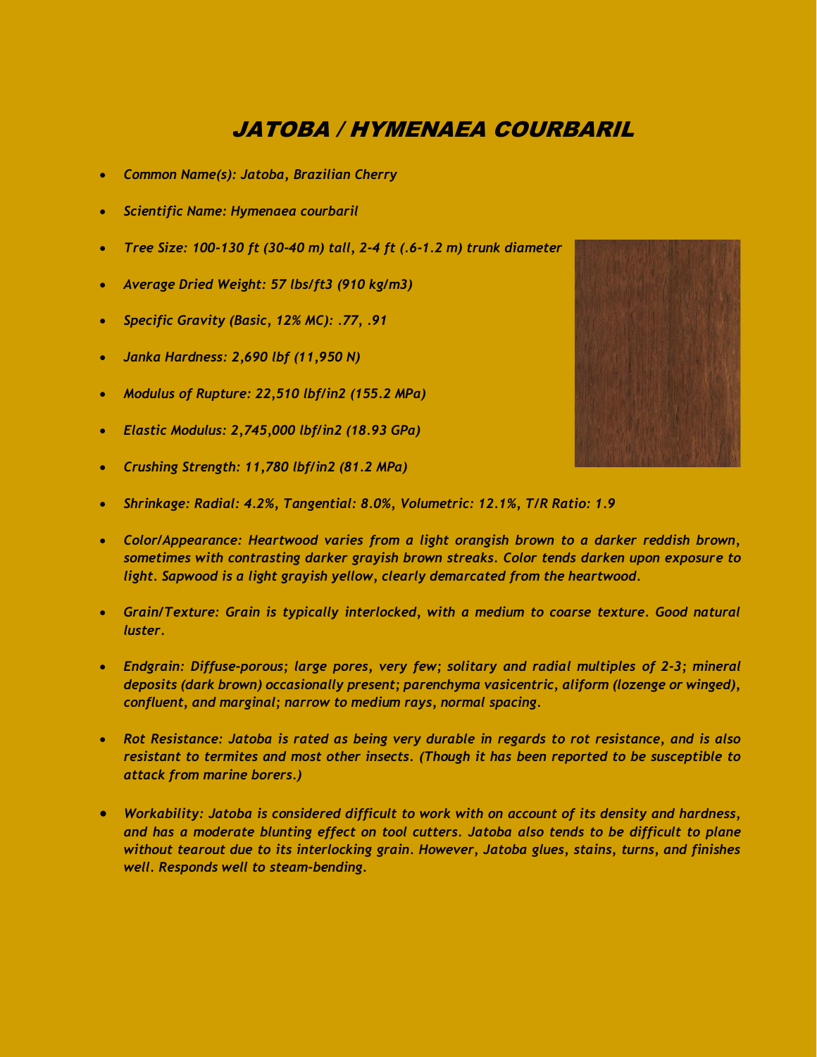# *JATOBA / HYMENAEA COURBARIL*

- *Common Name(s): Jatoba, Brazilian Cherry*
- *Scientific Name: Hymenaea courbaril*
- *Tree Size: 100-130 ft (30-40 m) tall, 2-4 ft (.6-1.2 m) trunk diameter*
- *Average Dried Weight: 57 lbs/ft3 (910 kg/m3)*
- *Specific Gravity (Basic, 12% MC): .77, .91*
- *Janka Hardness: 2,690 lbf (11,950 N)*
- *Modulus of Rupture: 22,510 lbf/in2 (155.2 MPa)*
- *Elastic Modulus: 2,745,000 lbf/in2 (18.93 GPa)*
- *Crushing Strength: 11,780 lbf/in2 (81.2 MPa)*
- *Shrinkage: Radial: 4.2%, Tangential: 8.0%, Volumetric: 12.1%, T/R Ratio: 1.9*
- *Color/Appearance: Heartwood varies from a light orangish brown to a darker reddish brown, sometimes with contrasting darker grayish brown streaks. Color tends darken upon exposure to light. Sapwood is a light grayish yellow, clearly demarcated from the heartwood.*
- *Grain/Texture: Grain is typically interlocked, with a medium to coarse texture. Good natural luster.*
- *Endgrain: Diffuse-porous; large pores, very few; solitary and radial multiples of 2-3; mineral deposits (dark brown) occasionally present; parenchyma vasicentric, aliform (lozenge or winged), confluent, and marginal; narrow to medium rays, normal spacing.*
- *Rot Resistance: Jatoba is rated as being very durable in regards to rot resistance, and is also resistant to termites and most other insects. (Though it has been reported to be susceptible to attack from marine borers.)*
- *Workability: Jatoba is considered difficult to work with on account of its density and hardness, and has a moderate blunting effect on tool cutters. Jatoba also tends to be difficult to plane without tearout due to its interlocking grain. However, Jatoba glues, stains, turns, and finishes well. Responds well to steam-bending.*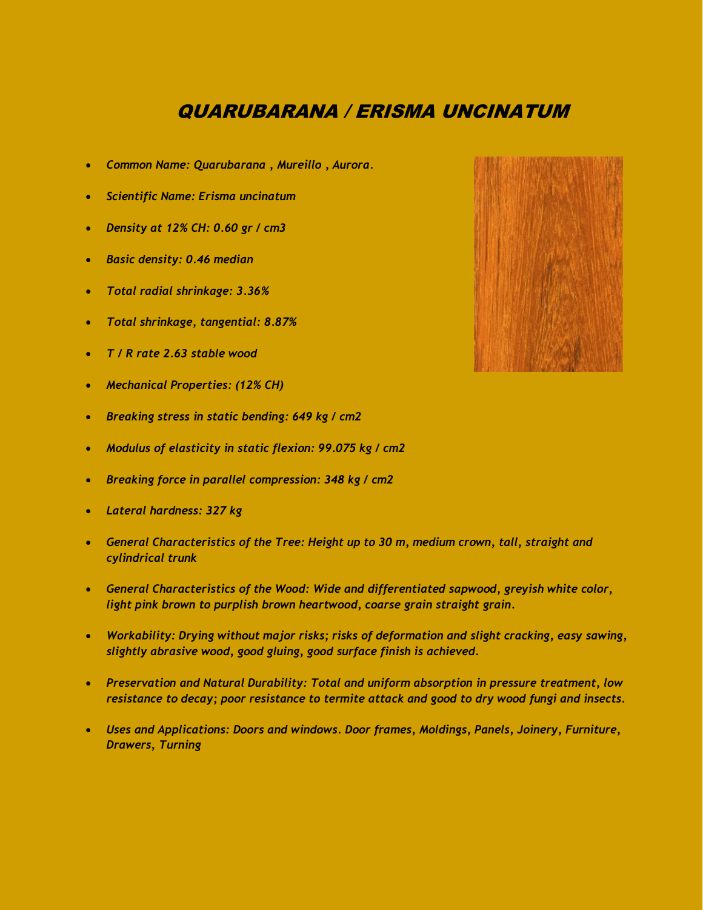# *QUARUBARANA / ERISMA UNCINATUM*

- *Common Name: Quarubarana , Mureillo , Aurora.*
- *Scientific Name: Erisma uncinatum*
- *Density at 12% CH: 0.60 gr / cm3*
- *Basic density: 0.46 median*
- *Total radial shrinkage: 3.36%*
- *Total shrinkage, tangential: 8.87%*
- *T / R rate 2.63 stable wood*
- *Mechanical Properties: (12% CH)*
- *Breaking stress in static bending: 649 kg / cm2*
- *Modulus of elasticity in static flexion: 99.075 kg / cm2*
- *Breaking force in parallel compression: 348 kg / cm2*
- *Lateral hardness: 327 kg*
- *General Characteristics of the Tree: Height up to 30 m, medium crown, tall, straight and cylindrical trunk*
- *General Characteristics of the Wood: Wide and differentiated sapwood, greyish white color, light pink brown to purplish brown heartwood, coarse grain straight grain.*
- *Workability: Drying without major risks; risks of deformation and slight cracking, easy sawing, slightly abrasive wood, good gluing, good surface finish is achieved.*
- *Preservation and Natural Durability: Total and uniform absorption in pressure treatment, low resistance to decay; poor resistance to termite attack and good to dry wood fungi and insects.*
- *Uses and Applications: Doors and windows. Door frames, Moldings, Panels, Joinery, Furniture, Drawers, Turning*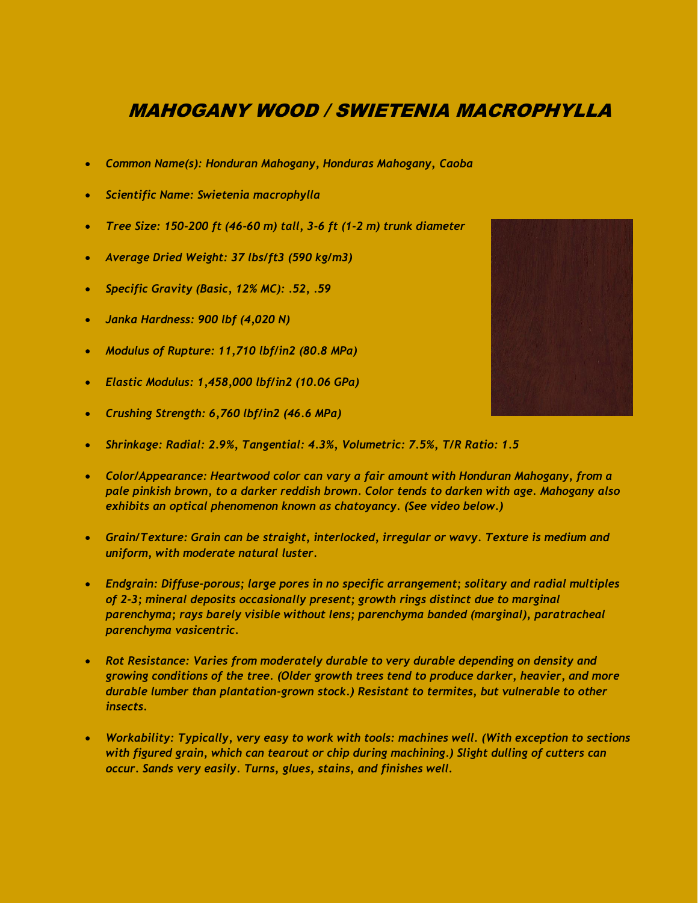# *MAHOGANY WOOD / SWIETENIA MACROPHYLLA*

- *Common Name(s): Honduran Mahogany, Honduras Mahogany, Caoba*
- *Scientific Name: Swietenia macrophylla*
- *Tree Size: 150-200 ft (46-60 m) tall, 3-6 ft (1-2 m) trunk diameter*
- *Average Dried Weight: 37 lbs/ft3 (590 kg/m3)*
- *Specific Gravity (Basic, 12% MC): .52, .59*
- *Janka Hardness: 900 lbf (4,020 N)*
- *Modulus of Rupture: 11,710 lbf/in2 (80.8 MPa)*
- *Elastic Modulus: 1,458,000 lbf/in2 (10.06 GPa)*
- *Crushing Strength: 6,760 lbf/in2 (46.6 MPa)*
- *Shrinkage: Radial: 2.9%, Tangential: 4.3%, Volumetric: 7.5%, T/R Ratio: 1.5*
- *Color/Appearance: Heartwood color can vary a fair amount with Honduran Mahogany, from a pale pinkish brown, to a darker reddish brown. Color tends to darken with age. Mahogany also exhibits an optical phenomenon known as chatoyancy. (See video below.)*
- *Grain/Texture: Grain can be straight, interlocked, irregular or wavy. Texture is medium and uniform, with moderate natural luster.*
- *Endgrain: Diffuse-porous; large pores in no specific arrangement; solitary and radial multiples of 2-3; mineral deposits occasionally present; growth rings distinct due to marginal parenchyma; rays barely visible without lens; parenchyma banded (marginal), paratracheal parenchyma vasicentric.*
- *Rot Resistance: Varies from moderately durable to very durable depending on density and growing conditions of the tree. (Older growth trees tend to produce darker, heavier, and more durable lumber than plantation-grown stock.) Resistant to termites, but vulnerable to other insects.*
- *Workability: Typically, very easy to work with tools: machines well. (With exception to sections with figured grain, which can tearout or chip during machining.) Slight dulling of cutters can occur. Sands very easily. Turns, glues, stains, and finishes well.*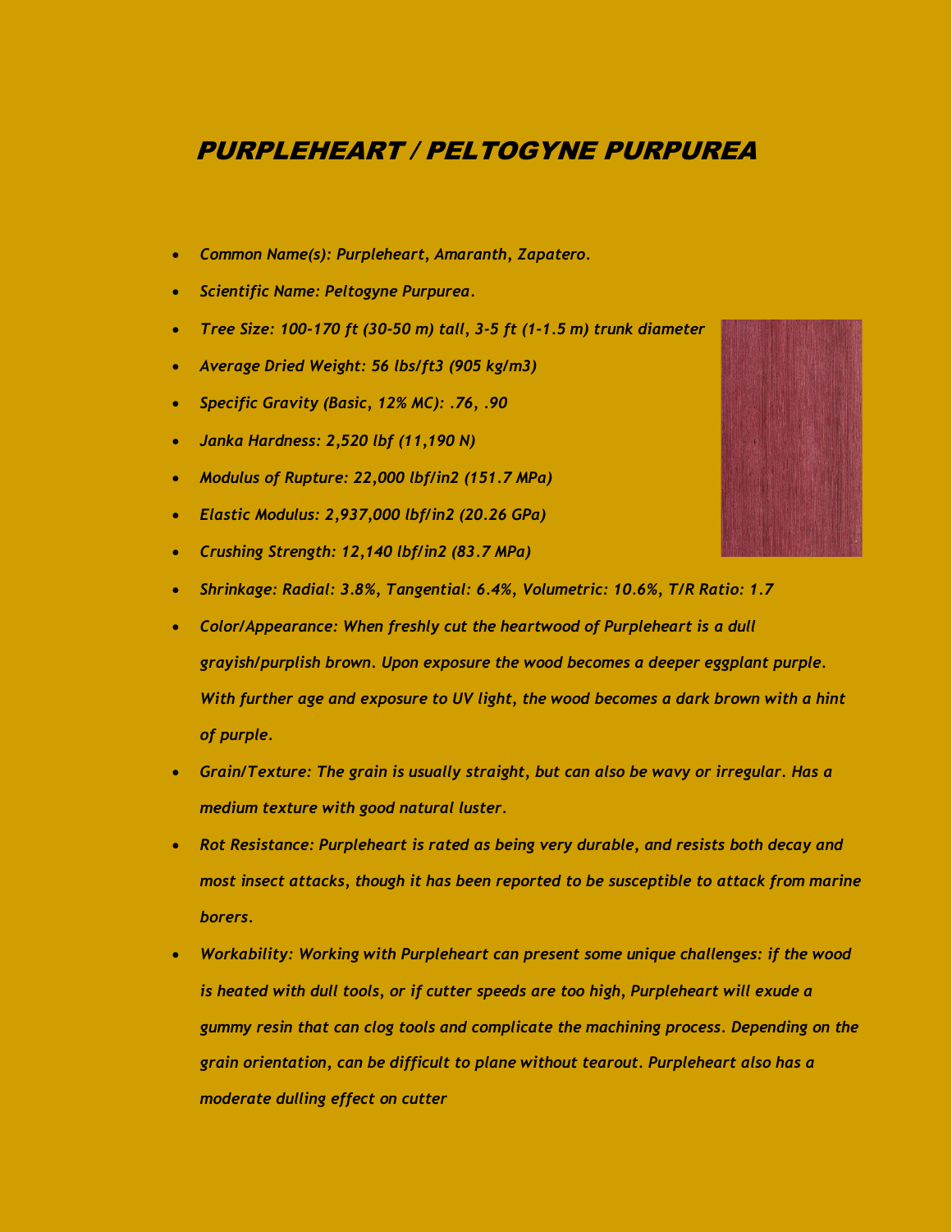# *PURPLEHEART / PELTOGYNE PURPUREA*

- *Common Name(s): Purpleheart, Amaranth, Zapatero.*
- *Scientific Name: Peltogyne Purpurea.*
- *Tree Size: 100-170 ft (30-50 m) tall, 3-5 ft (1-1.5 m) trunk diameter*
- *Average Dried Weight: 56 lbs/ft3 (905 kg/m3)*
- *Specific Gravity (Basic, 12% MC): .76, .90*
- *Janka Hardness: 2,520 lbf (11,190 N)*
- *Modulus of Rupture: 22,000 lbf/in2 (151.7 MPa)*
- *Elastic Modulus: 2,937,000 lbf/in2 (20.26 GPa)*
- *Crushing Strength: 12,140 lbf/in2 (83.7 MPa)*
- *Shrinkage: Radial: 3.8%, Tangential: 6.4%, Volumetric: 10.6%, T/R Ratio: 1.7*
- *Color/Appearance: When freshly cut the heartwood of Purpleheart is a dull grayish/purplish brown. Upon exposure the wood becomes a deeper eggplant purple. With further age and exposure to UV light, the wood becomes a dark brown with a hint of purple.*
- *Grain/Texture: The grain is usually straight, but can also be wavy or irregular. Has a medium texture with good natural luster.*
- *Rot Resistance: Purpleheart is rated as being very durable, and resists both decay and most insect attacks, though it has been reported to be susceptible to attack from marine borers.*
- *Workability: Working with Purpleheart can present some unique challenges: if the wood is heated with dull tools, or if cutter speeds are too high, Purpleheart will exude a gummy resin that can clog tools and complicate the machining process. Depending on the grain orientation, can be difficult to plane without tearout. Purpleheart also has a moderate dulling effect on cutter*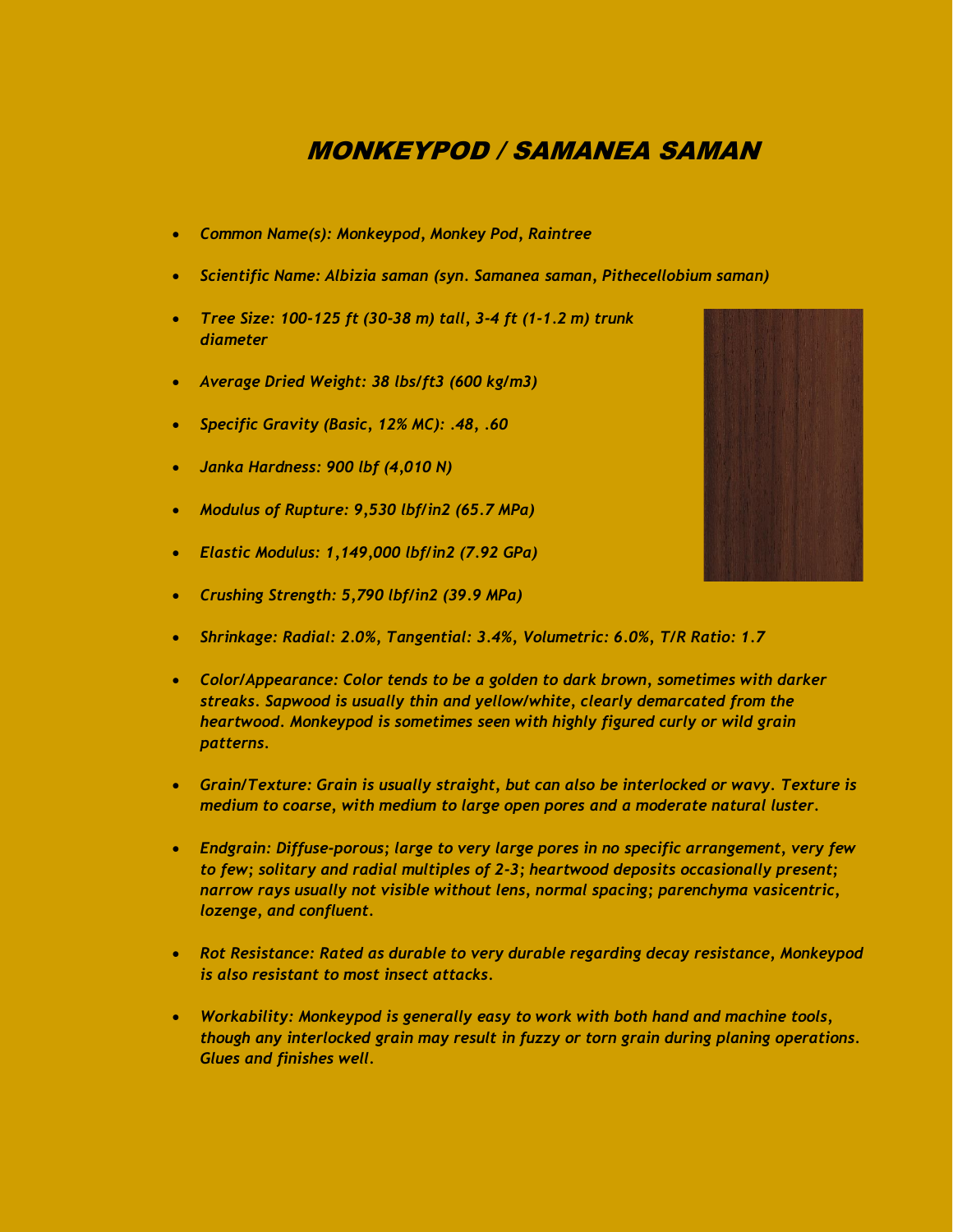# *MONKEYPOD / SAMANEA SAMAN*

- *Common Name(s): Monkeypod, Monkey Pod, Raintree*
- *Scientific Name: Albizia saman (syn. Samanea saman, Pithecellobium saman)*
- *Tree Size: 100-125 ft (30-38 m) tall, 3-4 ft (1-1.2 m) trunk diameter*
- *Average Dried Weight: 38 lbs/ft3 (600 kg/m3)*
- *Specific Gravity (Basic, 12% MC): .48, .60*
- *Janka Hardness: 900 lbf (4,010 N)*
- *Modulus of Rupture: 9,530 lbf/in2 (65.7 MPa)*
- *Elastic Modulus: 1,149,000 lbf/in2 (7.92 GPa)*
- *Crushing Strength: 5,790 lbf/in2 (39.9 MPa)*
- *Shrinkage: Radial: 2.0%, Tangential: 3.4%, Volumetric: 6.0%, T/R Ratio: 1.7*
- *Color/Appearance: Color tends to be a golden to dark brown, sometimes with darker streaks. Sapwood is usually thin and yellow/white, clearly demarcated from the heartwood. Monkeypod is sometimes seen with highly figured curly or wild grain patterns.*
- *Grain/Texture: Grain is usually straight, but can also be interlocked or wavy. Texture is medium to coarse, with medium to large open pores and a moderate natural luster.*
- *Endgrain: Diffuse-porous; large to very large pores in no specific arrangement, very few to few; solitary and radial multiples of 2-3; heartwood deposits occasionally present; narrow rays usually not visible without lens, normal spacing; parenchyma vasicentric, lozenge, and confluent.*
- *Rot Resistance: Rated as durable to very durable regarding decay resistance, Monkeypod is also resistant to most insect attacks.*
- *Workability: Monkeypod is generally easy to work with both hand and machine tools, though any interlocked grain may result in fuzzy or torn grain during planing operations. Glues and finishes well.*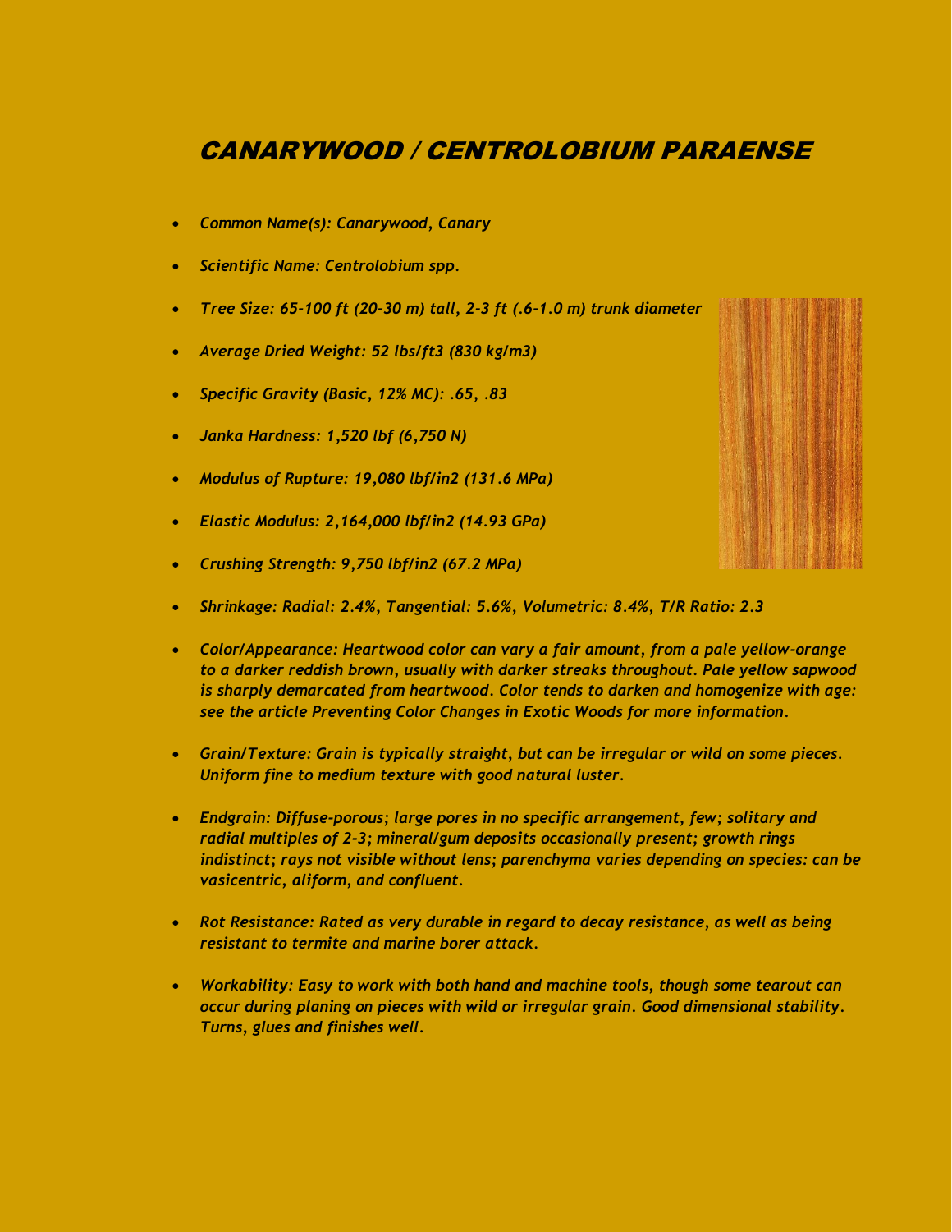# *CANARYWOOD / CENTROLOBIUM PARAENSE*

- *Common Name(s): Canarywood, Canary*
- *Scientific Name: Centrolobium spp.*
- *Tree Size: 65-100 ft (20-30 m) tall, 2-3 ft (.6-1.0 m) trunk diameter*
- *Average Dried Weight: 52 lbs/ft3 (830 kg/m3)*
- *Specific Gravity (Basic, 12% MC): .65, .83*
- *Janka Hardness: 1,520 lbf (6,750 N)*
- *Modulus of Rupture: 19,080 lbf/in2 (131.6 MPa)*
- *Elastic Modulus: 2,164,000 lbf/in2 (14.93 GPa)*
- *Crushing Strength: 9,750 lbf/in2 (67.2 MPa)*
- *Shrinkage: Radial: 2.4%, Tangential: 5.6%, Volumetric: 8.4%, T/R Ratio: 2.3*
- *Color/Appearance: Heartwood color can vary a fair amount, from a pale yellow-orange to a darker reddish brown, usually with darker streaks throughout. Pale yellow sapwood is sharply demarcated from heartwood. Color tends to darken and homogenize with age: see the article Preventing Color Changes in Exotic Woods for more information.*
- *Grain/Texture: Grain is typically straight, but can be irregular or wild on some pieces. Uniform fine to medium texture with good natural luster.*
- *Endgrain: Diffuse-porous; large pores in no specific arrangement, few; solitary and radial multiples of 2-3; mineral/gum deposits occasionally present; growth rings indistinct; rays not visible without lens; parenchyma varies depending on species: can be vasicentric, aliform, and confluent.*
- *Rot Resistance: Rated as very durable in regard to decay resistance, as well as being resistant to termite and marine borer attack.*
- *Workability: Easy to work with both hand and machine tools, though some tearout can occur during planing on pieces with wild or irregular grain. Good dimensional stability. Turns, glues and finishes well.*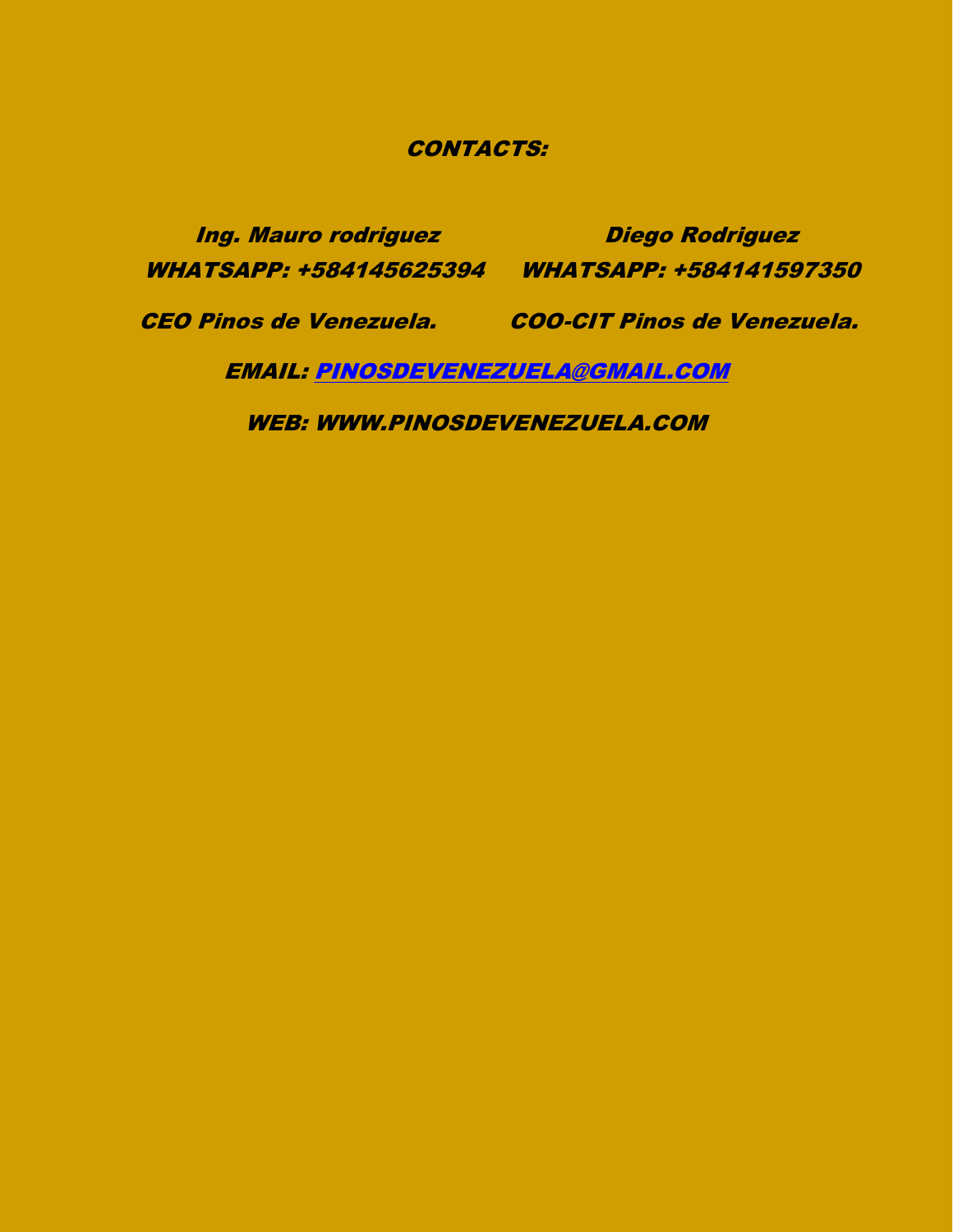# *CONTACTS:*

| | |
|---|---|
| ***Ing. Mauro rodriguez*** | ***Diego Rodriguez*** |
| ***WHATSAPP: +584145625394*** | ***WHATSAPP: +584141597350*** |
| ***CEO Pinos de Venezuela.*** | ***COO-CIT Pinos de Venezuela.*** |

***EMAIL: PINOSDEVENEZUELA@GMAIL.COM***

***WEB: WWW.PINOSDEVENEZUELA.COM***